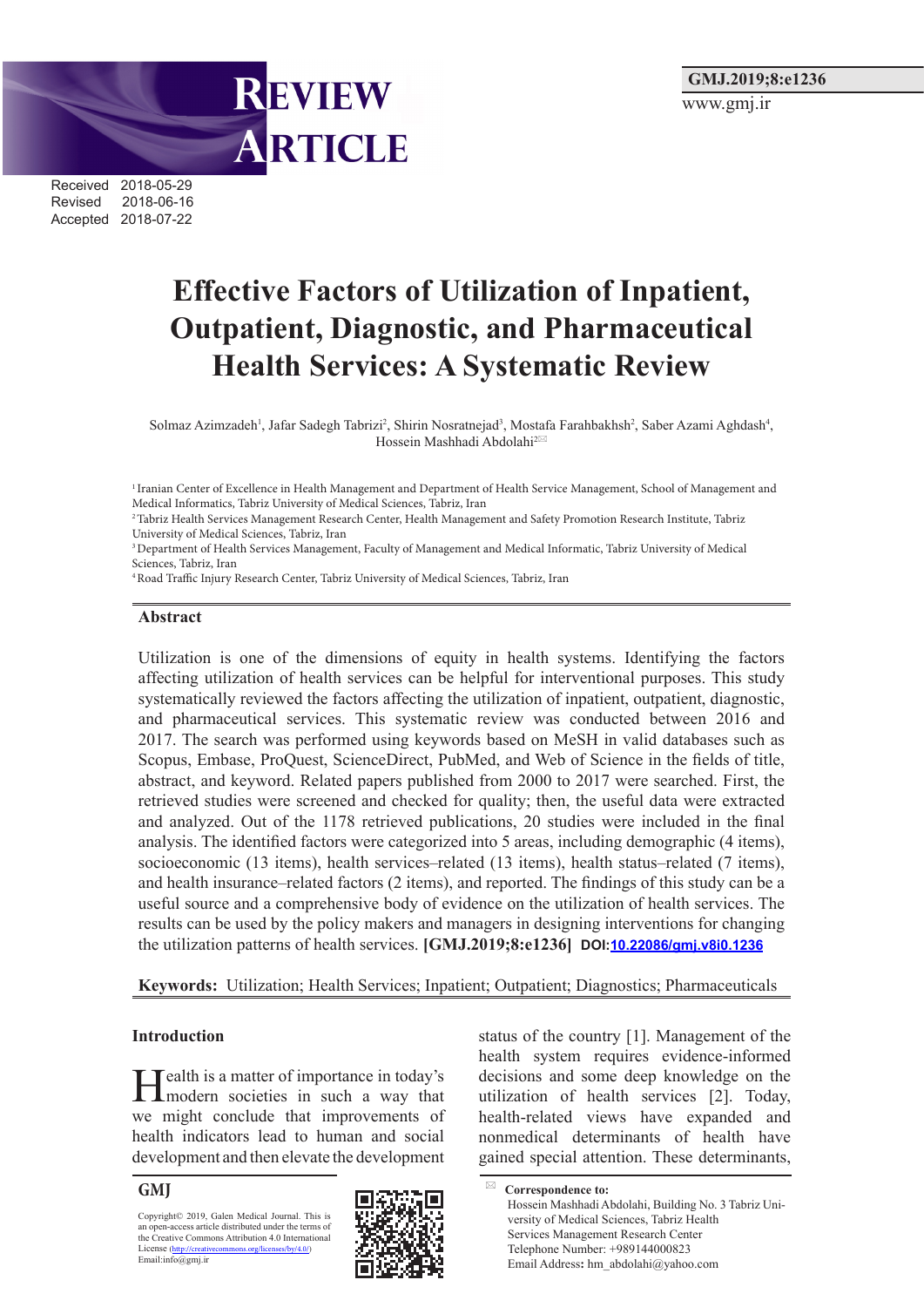REVIEW ARTICLE

Received 2018-05-29
Revised 2018-06-16
Accepted 2018-07-22

GMJ.2019;8:e1236
www.gmj.ir

# Effective Factors of Utilization of Inpatient, Outpatient, Diagnostic, and Pharmaceutical Health Services: A Systematic Review

Solmaz Azimzadeh[1], Jafar Sadegh Tabrizi[2], Shirin Nosratnejad[3], Mostafa Farahbakhsh[2], Saber Azami Aghdash[4], Hossein Mashhadi Abdolahi[2]

[1] Iranian Center of Excellence in Health Management and Department of Health Service Management, School of Management and Medical Informatics, Tabriz University of Medical Sciences, Tabriz, Iran

[2] Tabriz Health Services Management Research Center, Health Management and Safety Promotion Research Institute, Tabriz University of Medical Sciences, Tabriz, Iran

[3] Department of Health Services Management, Faculty of Management and Medical Informatic, Tabriz University of Medical Sciences, Tabriz, Iran

[4] Road Traffic Injury Research Center, Tabriz University of Medical Sciences, Tabriz, Iran

## Abstract

Utilization is one of the dimensions of equity in health systems. Identifying the factors affecting utilization of health services can be helpful for interventional purposes. This study systematically reviewed the factors affecting the utilization of inpatient, outpatient, diagnostic, and pharmaceutical services. This systematic review was conducted between 2016 and 2017. The search was performed using keywords based on MeSH in valid databases such as Scopus, Embase, ProQuest, ScienceDirect, PubMed, and Web of Science in the fields of title, abstract, and keyword. Related papers published from 2000 to 2017 were searched. First, the retrieved studies were screened and checked for quality; then, the useful data were extracted and analyzed. Out of the 1178 retrieved publications, 20 studies were included in the final analysis. The identified factors were categorized into 5 areas, including demographic (4 items), socioeconomic (13 items), health services–related (13 items), health status–related (7 items), and health insurance–related factors (2 items), and reported. The findings of this study can be a useful source and a comprehensive body of evidence on the utilization of health services. The results can be used by the policy makers and managers in designing interventions for changing the utilization patterns of health services. **[GMJ.2019;8:e1236]** **DOI:10.22086/gmj.v8i0.1236**

**Keywords:** Utilization; Health Services; Inpatient; Outpatient; Diagnostics; Pharmaceuticals

## Introduction

Health is a matter of importance in today's modern societies in such a way that we might conclude that improvements of health indicators lead to human and social development and then elevate the development status of the country [1]. Management of the health system requires evidence-informed decisions and some deep knowledge on the utilization of health services [2]. Today, health-related views have expanded and nonmedical determinants of health have gained special attention. These determinants,

**GMJ**

Copyright© 2019, Galen Medical Journal. This is an open-access article distributed under the terms of the Creative Commons Attribution 4.0 International License (http://creativecommons.org/licenses/by/4.0/)
Email:info@gmj.ir

**Correspondence to:**
Hossein Mashhadi Abdolahi, Building No. 3 Tabriz University of Medical Sciences, Tabriz Health Services Management Research Center
Telephone Number: +989144000823
Email Address: hm_abdolahi@yahoo.com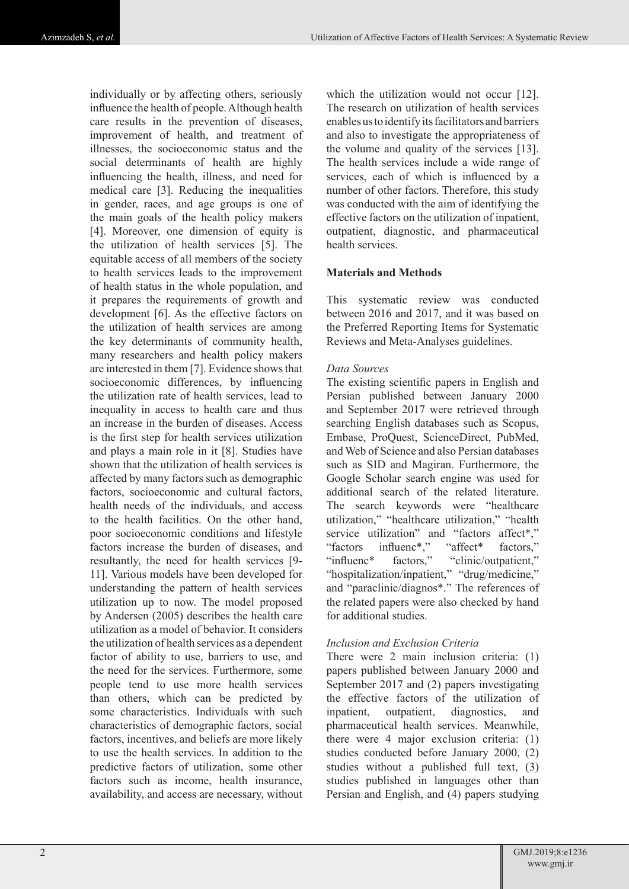individually or by affecting others, seriously influence the health of people. Although health care results in the prevention of diseases, improvement of health, and treatment of illnesses, the socioeconomic status and the social determinants of health are highly influencing the health, illness, and need for medical care [3]. Reducing the inequalities in gender, races, and age groups is one of the main goals of the health policy makers [4]. Moreover, one dimension of equity is the utilization of health services [5]. The equitable access of all members of the society to health services leads to the improvement of health status in the whole population, and it prepares the requirements of growth and development [6]. As the effective factors on the utilization of health services are among the key determinants of community health, many researchers and health policy makers are interested in them [7]. Evidence shows that socioeconomic differences, by influencing the utilization rate of health services, lead to inequality in access to health care and thus an increase in the burden of diseases. Access is the first step for health services utilization and plays a main role in it [8]. Studies have shown that the utilization of health services is affected by many factors such as demographic factors, socioeconomic and cultural factors, health needs of the individuals, and access to the health facilities. On the other hand, poor socioeconomic conditions and lifestyle factors increase the burden of diseases, and resultantly, the need for health services [9-11]. Various models have been developed for understanding the pattern of health services utilization up to now. The model proposed by Andersen (2005) describes the health care utilization as a model of behavior. It considers the utilization of health services as a dependent factor of ability to use, barriers to use, and the need for the services. Furthermore, some people tend to use more health services than others, which can be predicted by some characteristics. Individuals with such characteristics of demographic factors, social factors, incentives, and beliefs are more likely to use the health services. In addition to the predictive factors of utilization, some other factors such as income, health insurance, availability, and access are necessary, without which the utilization would not occur [12]. The research on utilization of health services enables us to identify its facilitators and barriers and also to investigate the appropriateness of the volume and quality of the services [13]. The health services include a wide range of services, each of which is influenced by a number of other factors. Therefore, this study was conducted with the aim of identifying the effective factors on the utilization of inpatient, outpatient, diagnostic, and pharmaceutical health services.

## Materials and Methods

This systematic review was conducted between 2016 and 2017, and it was based on the Preferred Reporting Items for Systematic Reviews and Meta-Analyses guidelines.

### *Data Sources*

The existing scientific papers in English and Persian published between January 2000 and September 2017 were retrieved through searching English databases such as Scopus, Embase, ProQuest, ScienceDirect, PubMed, and Web of Science and also Persian databases such as SID and Magiran. Furthermore, the Google Scholar search engine was used for additional search of the related literature. The search keywords were "healthcare utilization," "healthcare utilization," "health service utilization" and "factors affect*," "factors influenc*," "affect* factors," "influenc* factors," "clinic/outpatient," "hospitalization/inpatient," "drug/medicine," and "paraclinic/diagnos*." The references of the related papers were also checked by hand for additional studies.

### *Inclusion and Exclusion Criteria*

There were 2 main inclusion criteria: (1) papers published between January 2000 and September 2017 and (2) papers investigating the effective factors of the utilization of inpatient, outpatient, diagnostics, and pharmaceutical health services. Meanwhile, there were 4 major exclusion criteria: (1) studies conducted before January 2000, (2) studies without a published full text, (3) studies published in languages other than Persian and English, and (4) papers studying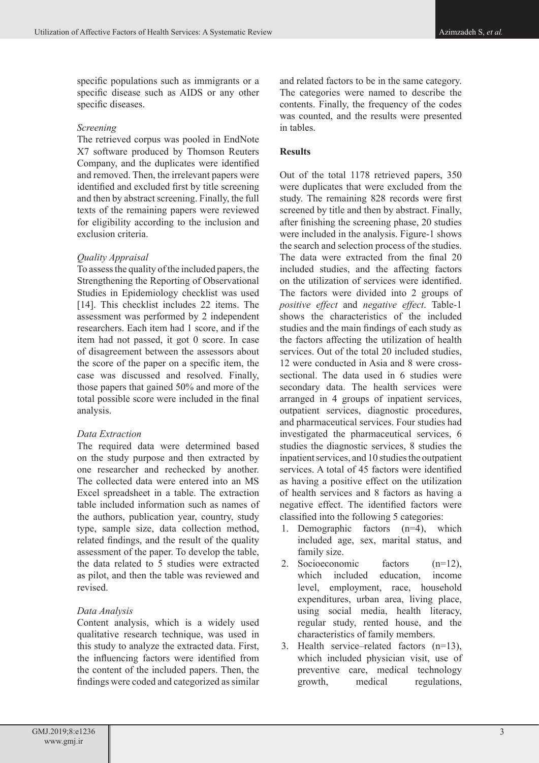specific populations such as immigrants or a specific disease such as AIDS or any other specific diseases.

*Screening*

The retrieved corpus was pooled in EndNote X7 software produced by Thomson Reuters Company, and the duplicates were identified and removed. Then, the irrelevant papers were identified and excluded first by title screening and then by abstract screening. Finally, the full texts of the remaining papers were reviewed for eligibility according to the inclusion and exclusion criteria.

*Quality Appraisal*

To assess the quality of the included papers, the Strengthening the Reporting of Observational Studies in Epidemiology checklist was used [14]. This checklist includes 22 items. The assessment was performed by 2 independent researchers. Each item had 1 score, and if the item had not passed, it got 0 score. In case of disagreement between the assessors about the score of the paper on a specific item, the case was discussed and resolved. Finally, those papers that gained 50% and more of the total possible score were included in the final analysis.

*Data Extraction*

The required data were determined based on the study purpose and then extracted by one researcher and rechecked by another. The collected data were entered into an MS Excel spreadsheet in a table. The extraction table included information such as names of the authors, publication year, country, study type, sample size, data collection method, related findings, and the result of the quality assessment of the paper. To develop the table, the data related to 5 studies were extracted as pilot, and then the table was reviewed and revised.

*Data Analysis*

Content analysis, which is a widely used qualitative research technique, was used in this study to analyze the extracted data. First, the influencing factors were identified from the content of the included papers. Then, the findings were coded and categorized as similar and related factors to be in the same category. The categories were named to describe the contents. Finally, the frequency of the codes was counted, and the results were presented in tables.

**Results**

Out of the total 1178 retrieved papers, 350 were duplicates that were excluded from the study. The remaining 828 records were first screened by title and then by abstract. Finally, after finishing the screening phase, 20 studies were included in the analysis. Figure-1 shows the search and selection process of the studies. The data were extracted from the final 20 included studies, and the affecting factors on the utilization of services were identified. The factors were divided into 2 groups of *positive effect* and *negative effect*. Table-1 shows the characteristics of the included studies and the main findings of each study as the factors affecting the utilization of health services. Out of the total 20 included studies, 12 were conducted in Asia and 8 were cross-sectional. The data used in 6 studies were secondary data. The health services were arranged in 4 groups of inpatient services, outpatient services, diagnostic procedures, and pharmaceutical services. Four studies had investigated the pharmaceutical services, 6 studies the diagnostic services, 8 studies the inpatient services, and 10 studies the outpatient services. A total of 45 factors were identified as having a positive effect on the utilization of health services and 8 factors as having a negative effect. The identified factors were classified into the following 5 categories:

1. Demographic factors (n=4), which included age, sex, marital status, and family size.
2. Socioeconomic factors (n=12), which included education, income level, employment, race, household expenditures, urban area, living place, using social media, health literacy, regular study, rented house, and the characteristics of family members.
3. Health service–related factors (n=13), which included physician visit, use of preventive care, medical technology growth, medical regulations,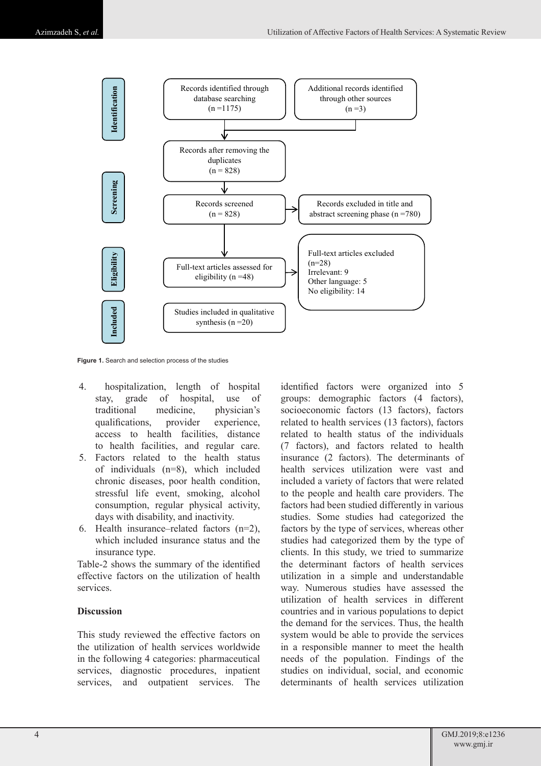Identification

Records identified through database searching (n =1175)

Additional records identified through other sources (n =3)

Records after removing the duplicates (n = 828)

Screening

Records screened (n = 828)

Records excluded in title and abstract screening phase (n =780)

Eligibility

Full-text articles assessed for eligibility (n =48)

Full-text articles excluded (n=28)
Irrelevant: 9
Other language: 5
No eligibility: 14

Included

Studies included in qualitative synthesis (n =20)

**Figure 1.** Search and selection process of the studies

4. hospitalization, length of hospital stay, grade of hospital, use of traditional medicine, physician's qualifications, provider experience, access to health facilities, distance to health facilities, and regular care.
5. Factors related to the health status of individuals (n=8), which included chronic diseases, poor health condition, stressful life event, smoking, alcohol consumption, regular physical activity, days with disability, and inactivity.
6. Health insurance–related factors (n=2), which included insurance status and the insurance type.

Table-2 shows the summary of the identified effective factors on the utilization of health services.

### Discussion

This study reviewed the effective factors on the utilization of health services worldwide in the following 4 categories: pharmaceutical services, diagnostic procedures, inpatient services, and outpatient services. The identified factors were organized into 5 groups: demographic factors (4 factors), socioeconomic factors (13 factors), factors related to health services (13 factors), factors related to health status of the individuals (7 factors), and factors related to health insurance (2 factors). The determinants of health services utilization were vast and included a variety of factors that were related to the people and health care providers. The factors had been studied differently in various studies. Some studies had categorized the factors by the type of services, whereas other studies had categorized them by the type of clients. In this study, we tried to summarize the determinant factors of health services utilization in a simple and understandable way. Numerous studies have assessed the utilization of health services in different countries and in various populations to depict the demand for the services. Thus, the health system would be able to provide the services in a responsible manner to meet the health needs of the population. Findings of the studies on individual, social, and economic determinants of health services utilization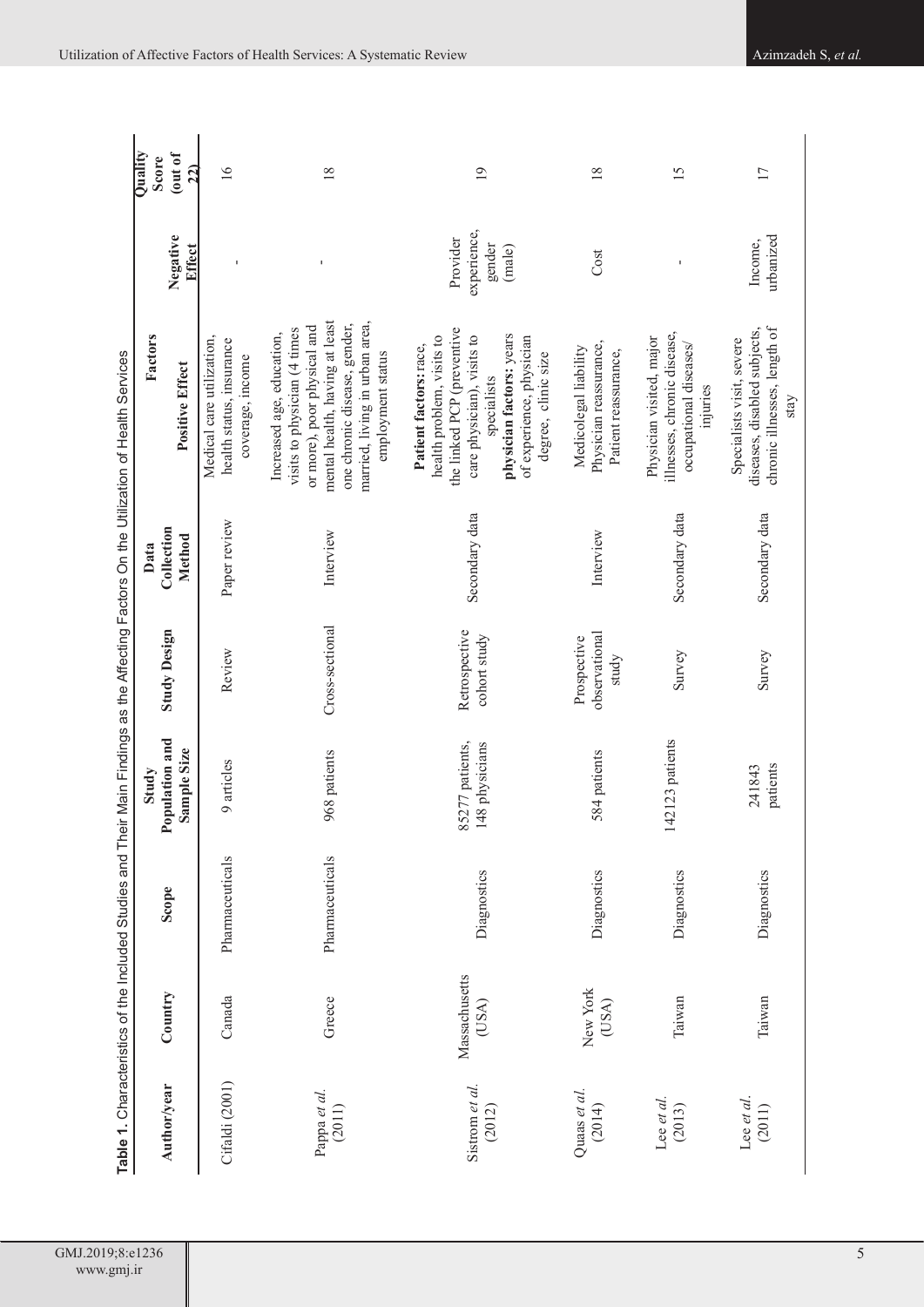**Table 1.** Characteristics of the Included Studies and Their Main Findings as the Affecting Factors On the Utilization of Health Services

| Author/year | Country | Scope | Study Population and Sample Size | Study Design | Data Collection Method | Factors | | Quality Score (out of 22) |
|---|---|---|---|---|---|---|---|---|
| | | | | | | Positive Effect | Negative Effect | |
| Cifaldi (2001) | Canada | Pharmaceuticals | 9 articles | Review | Paper review | Medical care utilization, health status, insurance coverage, income | - | 16 |
| Pappa *et al.* (2011) | Greece | Pharmaceuticals | 968 patients | Cross-sectional | Interview | Increased age, education, visits to physician (4 times or more), poor physical and mental health, having at least one chronic disease, gender, married, living in urban area, employment status | - | 18 |
| Sistrom *et al.* (2012) | Massachusetts (USA) | Diagnostics | 85277 patients, 148 physicians | Retrospective cohort study | Secondary data | **Patient factors:** race, health problem, visits to the linked PCP (preventive care physician), visits to specialists **physician factors:** years of experience, physician degree, clinic size | Provider experience, gender (male) | 19 |
| Quaas *et al.* (2014) | New York (USA) | Diagnostics | 584 patients | Prospective observational study | Interview | Medicolegal liability Physician reassurance, Patient reassurance, | Cost | 18 |
| Lee *et al.* (2013) | Taiwan | Diagnostics | 142123 patients | Survey | Secondary data | Physician visited, major illnesses, chronic disease, occupational diseases/ injuries | - | 15 |
| Lee *et al.* (2011) | Taiwan | Diagnostics | 241843 patients | Survey | Secondary data | Specialists visit, severe diseases, disabled subjects, chronic illnesses, length of stay | Income, urbanized | 17 |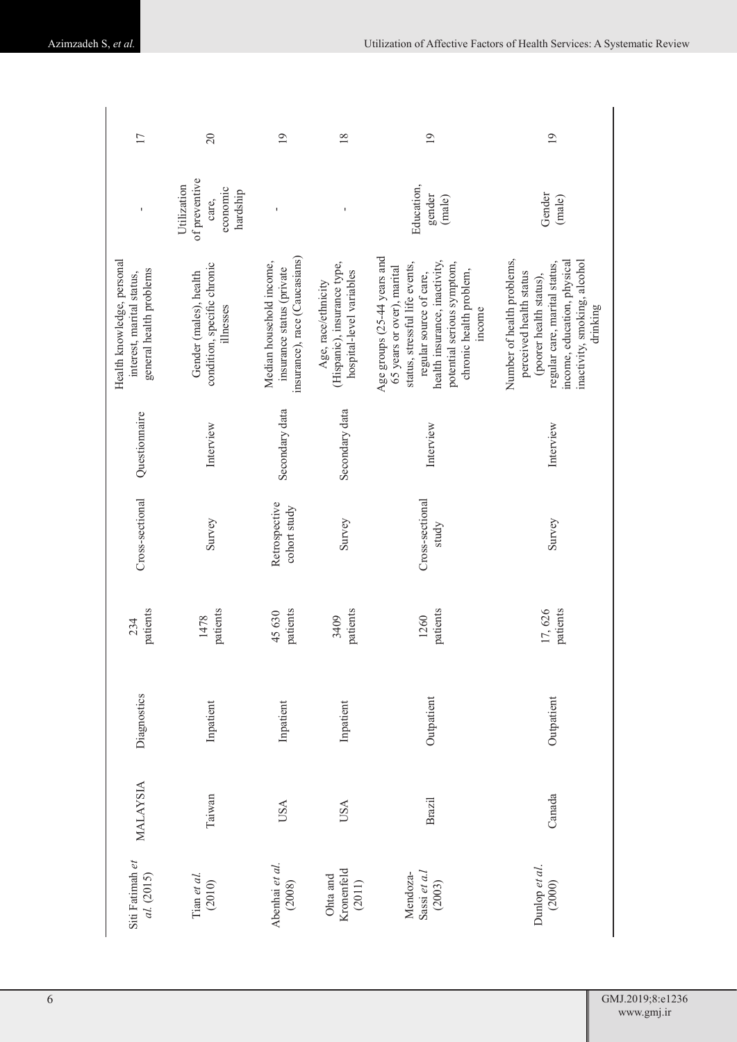| Siti Fatimah *et al.* (2015) | MALAYSIA | Diagnostics | 234 patients | Cross-sectional | Questionnaire | Health knowledge, personal interest, marital status, general health problems | - | 17 |
|---|---|---|---|---|---|---|---|---|
| Tian *et al.* (2010) | Taiwan | Inpatient | 1478 patients | Survey | Interview | Gender (males), health condition, specific chronic illnesses | Utilization of preventive care, economic hardship | 20 |
| Abenhai *et al.* (2008) | USA | Inpatient | 45 630 patients | Retrospective cohort study | Secondary data | Median household income, insurance status (private insurance), race (Caucasians) | - | 19 |
| Ohta and Kronenfeld (2011) | USA | Inpatient | 3409 patients | Survey | Secondary data | Age, race/ethnicity (Hispanic), insurance type, hospital-level variables | - | 18 |
| Mendoza-Sassi *et a.l* (2003) | Brazil | Outpatient | 1260 patients | Cross-sectional study | Interview | Age groups (25-44 years and 65 years or over), marital status, stressful life events, regular source of care, health insurance, inactivity, potential serious symptom, chronic health problem, income | Education, gender (male) | 19 |
| Dunlop *et al.* (2000) | Canada | Outpatient | 17, 626 patients | Survey | Interview | Number of health problems, perceived health status (poorer health status), regular care, marital status, income, education, physical inactivity, smoking, alcohol drinking | Gender (male) | 19 |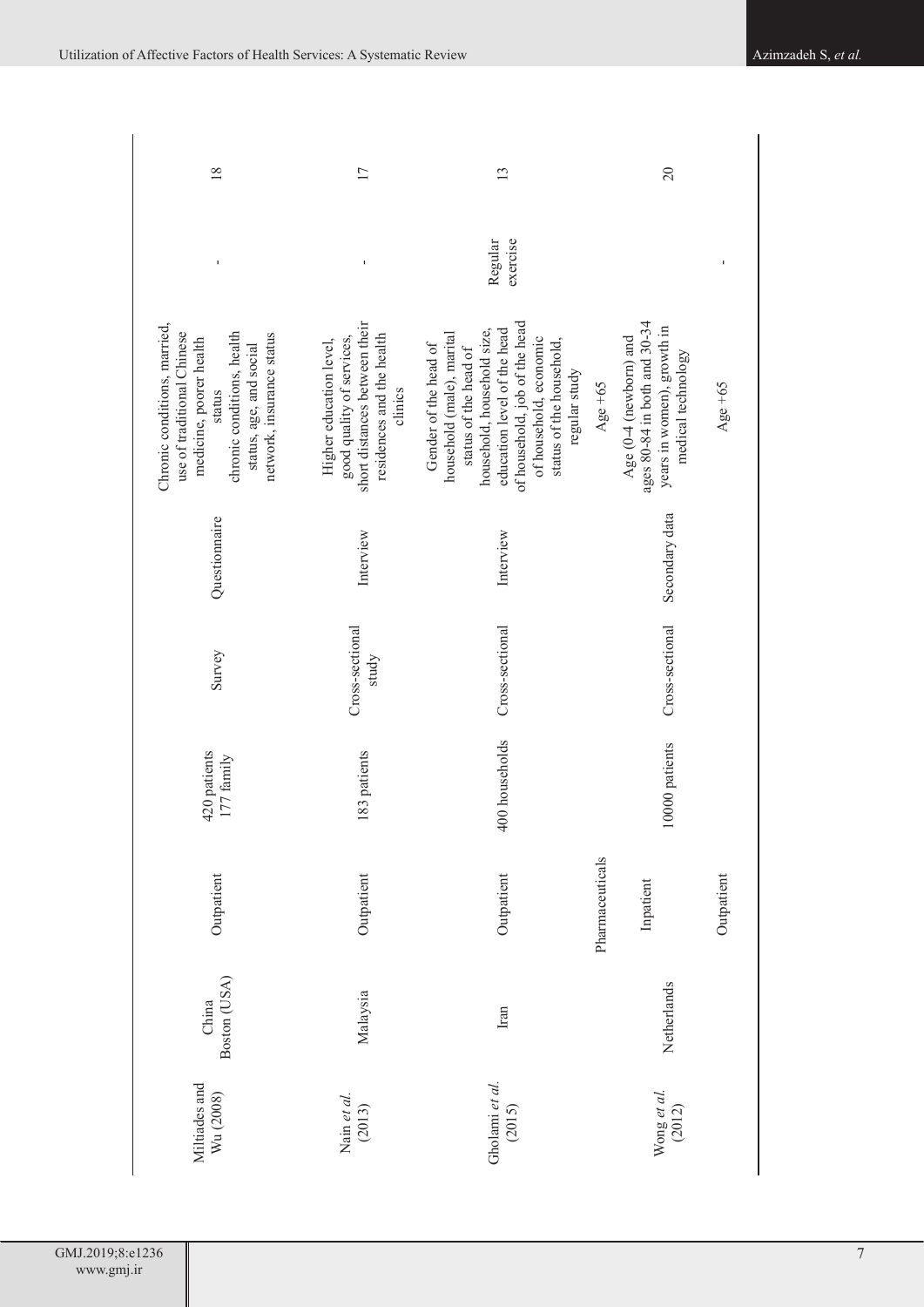| Miltiades and Wu (2008) | China Boston (USA) | Outpatient | 420 patients 177 family | Survey | Questionnaire | Chronic conditions, married, use of traditional Chinese medicine, poorer health status chronic conditions, health status, age, and social network, insurance status | - | 18 |
|---|---|---|---|---|---|---|---|---|
| Nain *et al.* (2013) | Malaysia | Outpatient | 183 patients | Cross-sectional study | Interview | Higher education level, good quality of services, short distances between their residences and the health clinics | - | 17 |
| Gholami *et al.* (2015) | Iran | Outpatient | 400 households | Cross-sectional | Interview | Gender of the head of household (male), marital status of the head of household, household size, education level of the head of household, job of the head of household, economic status of the household, regular study | Regular exercise | 13 |
| Wong *et al.* (2012) | Netherlands | Pharmaceuticals | 10000 patients | Cross-sectional | Secondary data | Age +65 | - | 20 |
| | | Inpatient | | | | Age (0-4 (newborn) and ages 80-84 in both and 30-34 years in women), growth in medical technology | | |
| | | Outpatient | | | | Age +65 | - | |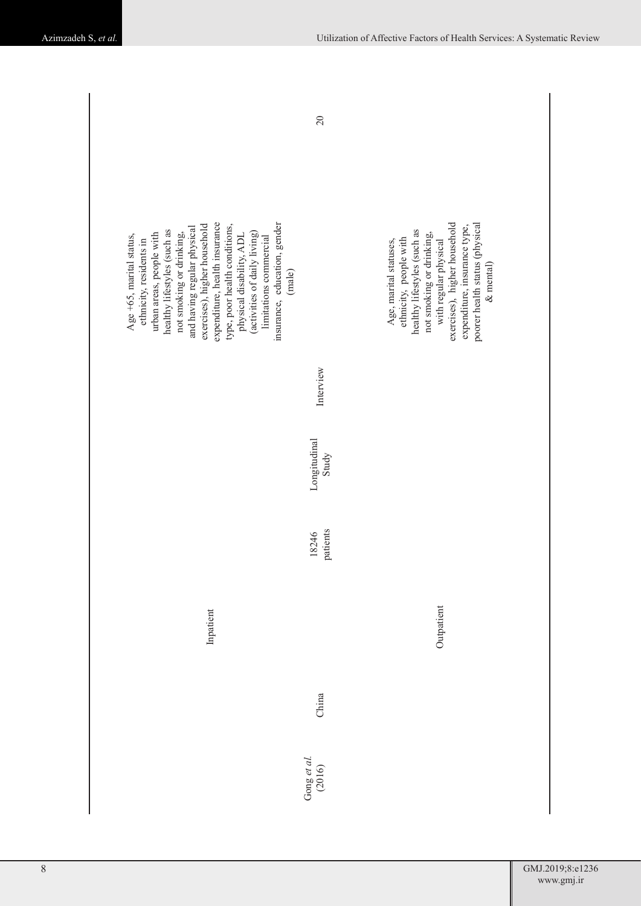| | | | | | | | | |
|---|---|---|---|---|---|---|---|---|
| Gong *et al.* (2016) | China | Inpatient | 18246 patients | Longitudinal Study | Interview | Age +65, marital status, ethnicity, residents in urban areas, people with healthy lifestyles (such as not smoking or drinking, and having regular physical exercises), higher household expenditure, health insurance type, poor health conditions, physical disability, ADL (activities of daily living) limitations commercial insurance, education, gender (male) | 20 |
| | | Outpatient | | | | Age, marital statuses, ethnicity, people with healthy lifestyles (such as not smoking or drinking, with regular physical exercises), higher household expenditure, insurance type, poorer health status (physical & mental) | |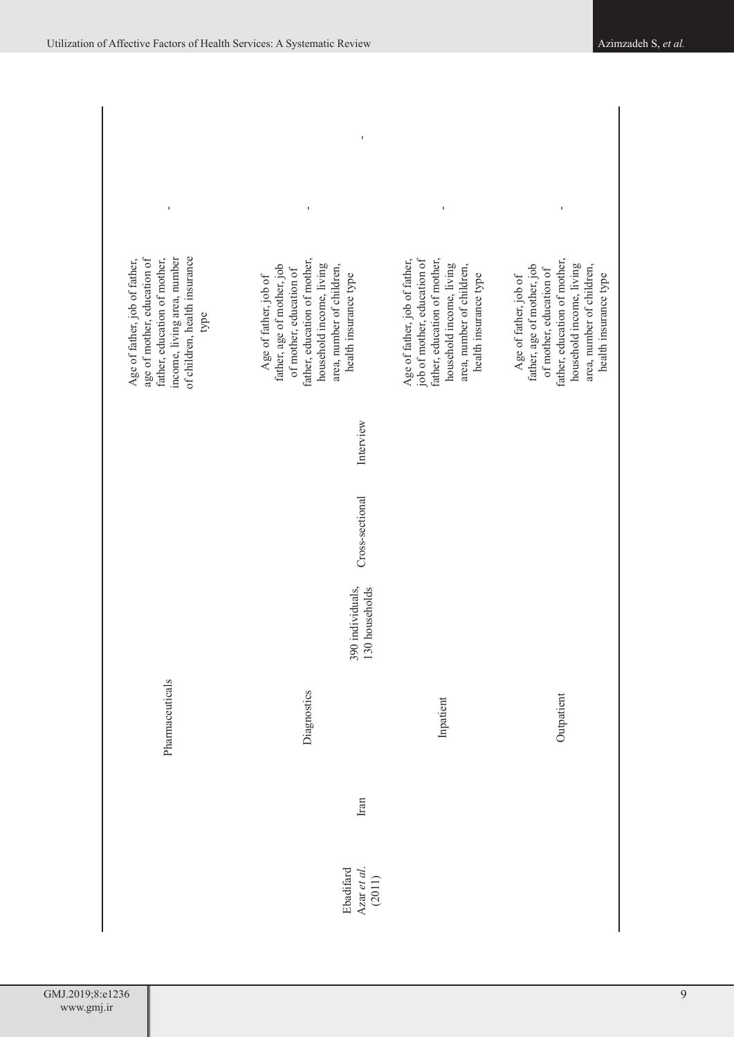| | | | | | | | | |
|---|---|---|---|---|---|---|---|---|
| | | Pharmaceuticals | | | | Age of father, job of father, age of mother, education of father, education of mother, income, living area, number of children, health insurance type | - | |
| Ebadifard Azar *et al.* (2011) | Iran | Diagnostics | 390 individuals, 130 households | Cross-sectional | Interview | Age of father, job of father, age of mother, job of mother, education of father, education of mother, household income, living area, number of children, health insurance type | - | - |
| | | Inpatient | | | | Age of father, job of father, job of mother, education of father, education of mother, household income, living area, number of children, health insurance type | - | |
| | | Outpatient | | | | Age of father, job of father, age of mother, job of mother, education of father, education of mother, household income, living area, number of children, health insurance type | - | |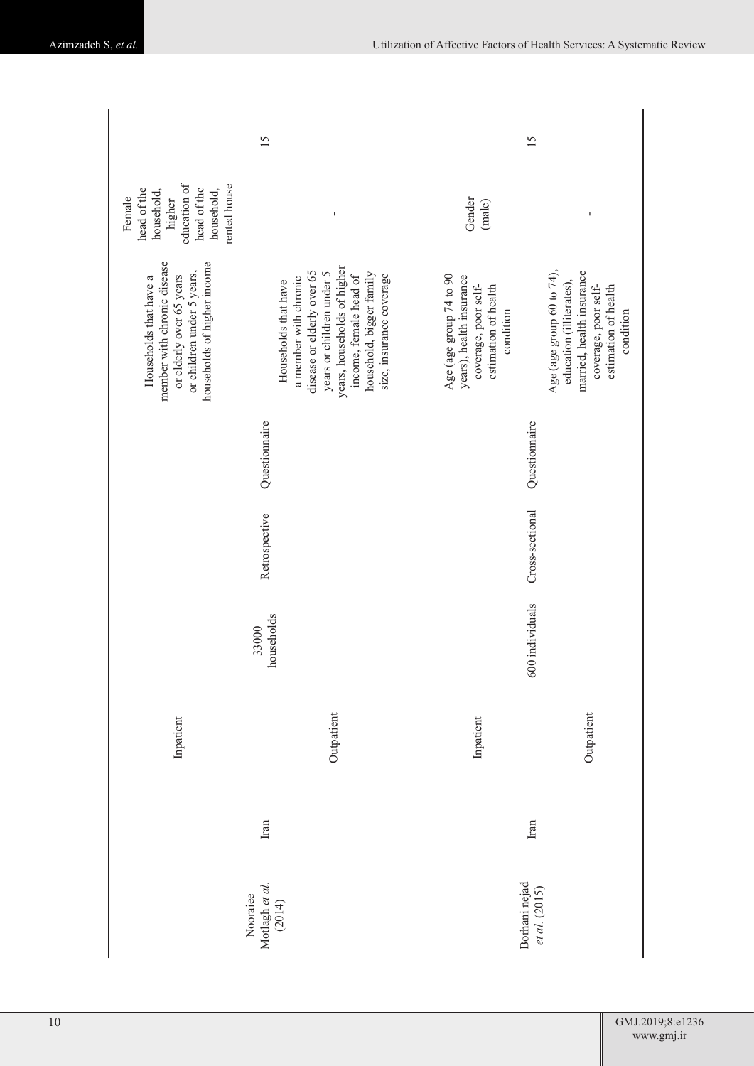|  |  |  |  |  |  |  |  |  |
|---|---|---|---|---|---|---|---|---|
|  |  | Inpatient |  |  |  | Households that have a member with chronic disease or elderly over 65 years or children under 5 years, households of higher income | Female head of the household, higher education of the head of the household, rented house |  |
| Nooraiee Motlagh *et al.* (2014) | Iran |  | 33000 households | Retrospective | Questionnaire |  |  | 15 |
|  |  | Outpatient |  |  |  | Households that have a member with chronic disease or elderly over 65 years or children under 5 years, households of higher income, female head of household, bigger family size, insurance coverage | - |  |
|  |  | Inpatient |  |  |  | Age (age group 74 to 90 years), health insurance coverage, poor self-estimation of health condition | Gender (male) |  |
| Borhani nejad *et al.* (2015) | Iran |  | 600 individuals | Cross-sectional | Questionnaire |  |  | 15 |
|  |  | Outpatient |  |  |  | Age (age group 60 to 74), education (illiterates), married, health insurance coverage, poor self-estimation of health condition | - |  |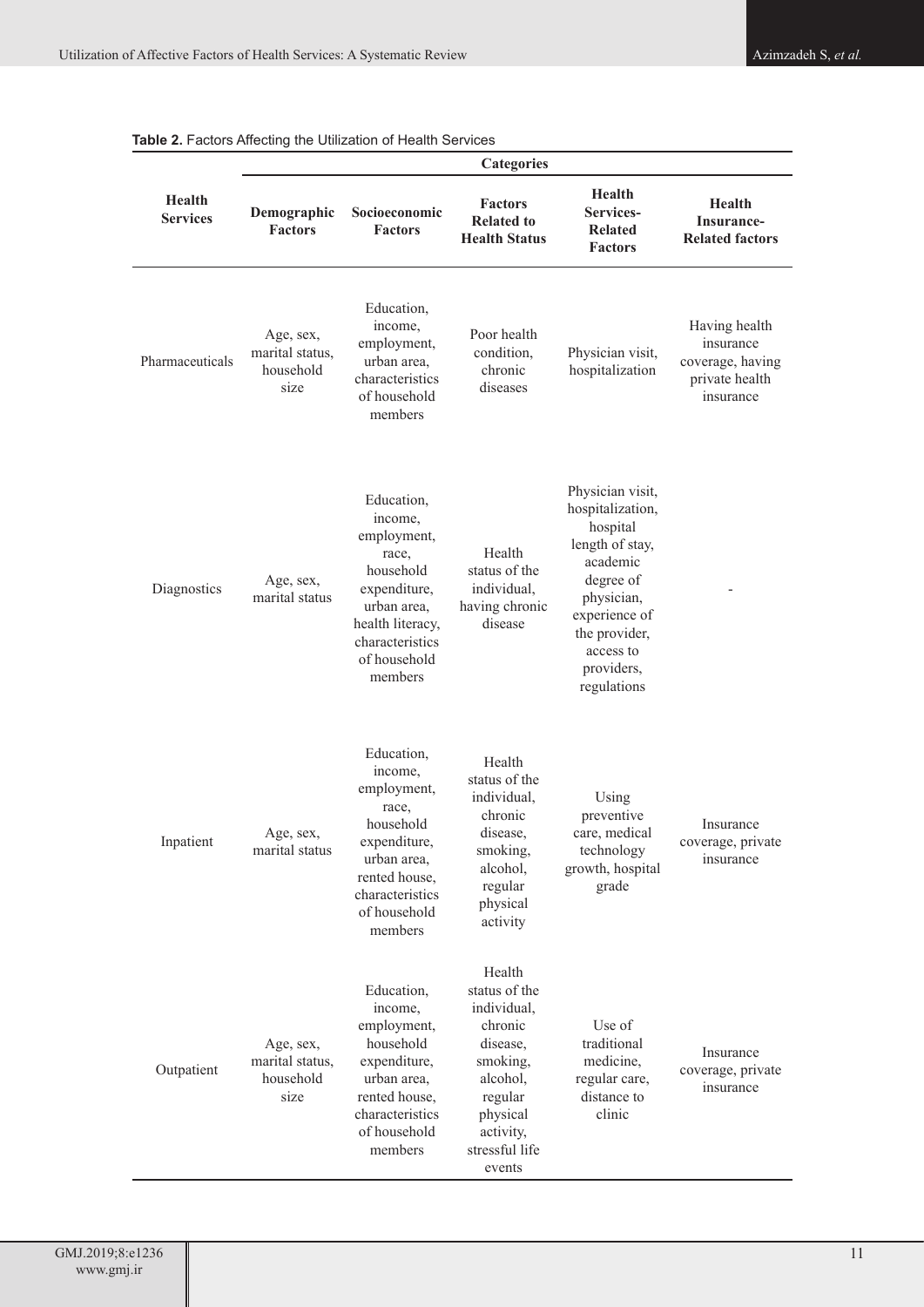**Table 2.** Factors Affecting the Utilization of Health Services

| Health Services | Categories | | | | |
|---|---|---|---|---|---|
| | Demographic Factors | Socioeconomic Factors | Factors Related to Health Status | Health Services-Related Factors | Health Insurance-Related factors |
| Pharmaceuticals | Age, sex, marital status, household size | Education, income, employment, urban area, characteristics of household members | Poor health condition, chronic diseases | Physician visit, hospitalization | Having health insurance coverage, having private health insurance |
| Diagnostics | Age, sex, marital status | Education, income, employment, race, household expenditure, urban area, health literacy, characteristics of household members | Health status of the individual, having chronic disease | Physician visit, hospitalization, hospital length of stay, academic degree of physician, experience of the provider, access to providers, regulations | - |
| Inpatient | Age, sex, marital status | Education, income, employment, race, household expenditure, urban area, rented house, characteristics of household members | Health status of the individual, chronic disease, smoking, alcohol, regular physical activity | Using preventive care, medical technology growth, hospital grade | Insurance coverage, private insurance |
| Outpatient | Age, sex, marital status, household size | Education, income, employment, household expenditure, urban area, rented house, characteristics of household members | Health status of the individual, chronic disease, smoking, alcohol, regular physical activity, stressful life events | Use of traditional medicine, regular care, distance to clinic | Insurance coverage, private insurance |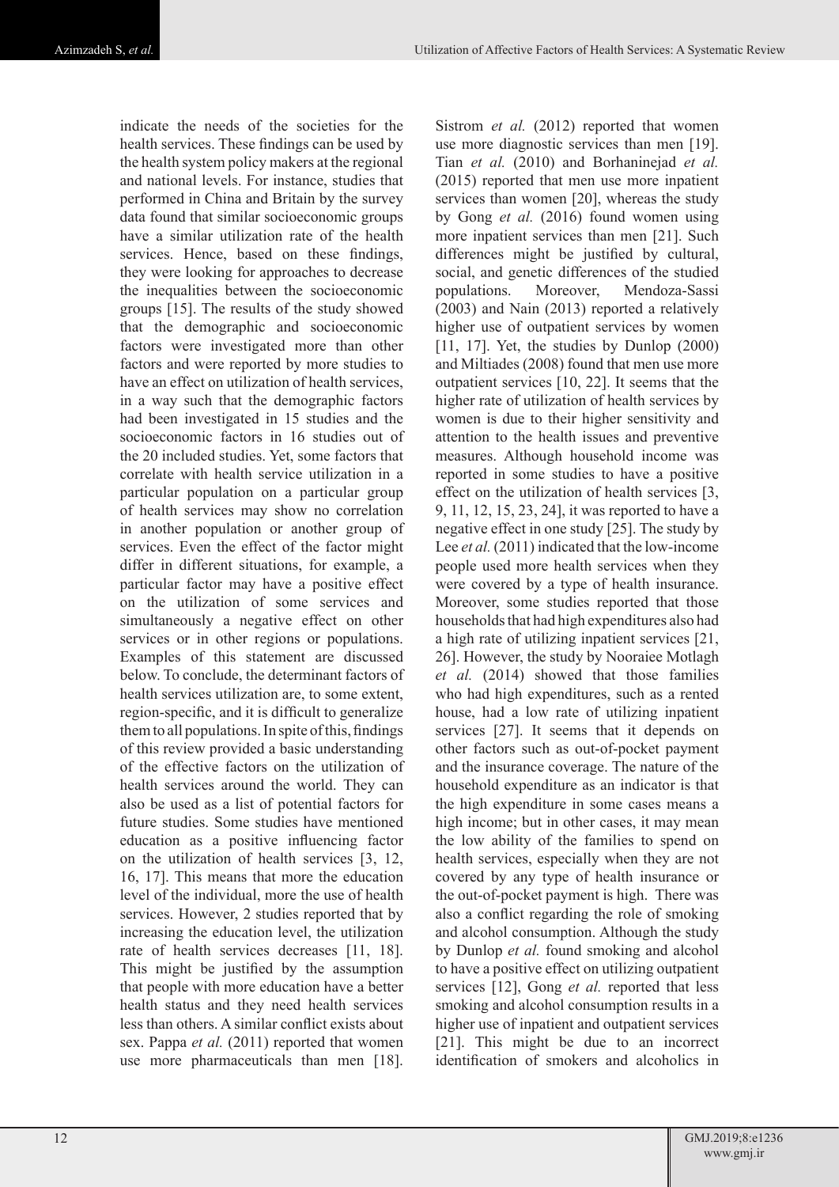indicate the needs of the societies for the health services. These findings can be used by the health system policy makers at the regional and national levels. For instance, studies that performed in China and Britain by the survey data found that similar socioeconomic groups have a similar utilization rate of the health services. Hence, based on these findings, they were looking for approaches to decrease the inequalities between the socioeconomic groups [15]. The results of the study showed that the demographic and socioeconomic factors were investigated more than other factors and were reported by more studies to have an effect on utilization of health services, in a way such that the demographic factors had been investigated in 15 studies and the socioeconomic factors in 16 studies out of the 20 included studies. Yet, some factors that correlate with health service utilization in a particular population on a particular group of health services may show no correlation in another population or another group of services. Even the effect of the factor might differ in different situations, for example, a particular factor may have a positive effect on the utilization of some services and simultaneously a negative effect on other services or in other regions or populations. Examples of this statement are discussed below. To conclude, the determinant factors of health services utilization are, to some extent, region-specific, and it is difficult to generalize them to all populations. In spite of this, findings of this review provided a basic understanding of the effective factors on the utilization of health services around the world. They can also be used as a list of potential factors for future studies. Some studies have mentioned education as a positive influencing factor on the utilization of health services [3, 12, 16, 17]. This means that more the education level of the individual, more the use of health services. However, 2 studies reported that by increasing the education level, the utilization rate of health services decreases [11, 18]. This might be justified by the assumption that people with more education have a better health status and they need health services less than others. A similar conflict exists about sex. Pappa *et al.* (2011) reported that women use more pharmaceuticals than men [18]. Sistrom *et al.* (2012) reported that women use more diagnostic services than men [19]. Tian *et al.* (2010) and Borhaninejad *et al.* (2015) reported that men use more inpatient services than women [20], whereas the study by Gong *et al.* (2016) found women using more inpatient services than men [21]. Such differences might be justified by cultural, social, and genetic differences of the studied populations. Moreover, Mendoza-Sassi (2003) and Nain (2013) reported a relatively higher use of outpatient services by women [11, 17]. Yet, the studies by Dunlop (2000) and Miltiades (2008) found that men use more outpatient services [10, 22]. It seems that the higher rate of utilization of health services by women is due to their higher sensitivity and attention to the health issues and preventive measures. Although household income was reported in some studies to have a positive effect on the utilization of health services [3, 9, 11, 12, 15, 23, 24], it was reported to have a negative effect in one study [25]. The study by Lee *et al.* (2011) indicated that the low-income people used more health services when they were covered by a type of health insurance. Moreover, some studies reported that those households that had high expenditures also had a high rate of utilizing inpatient services [21, 26]. However, the study by Nooraiee Motlagh *et al.* (2014) showed that those families who had high expenditures, such as a rented house, had a low rate of utilizing inpatient services [27]. It seems that it depends on other factors such as out-of-pocket payment and the insurance coverage. The nature of the household expenditure as an indicator is that the high expenditure in some cases means a high income; but in other cases, it may mean the low ability of the families to spend on health services, especially when they are not covered by any type of health insurance or the out-of-pocket payment is high. There was also a conflict regarding the role of smoking and alcohol consumption. Although the study by Dunlop *et al.* found smoking and alcohol to have a positive effect on utilizing outpatient services [12], Gong *et al.* reported that less smoking and alcohol consumption results in a higher use of inpatient and outpatient services [21]. This might be due to an incorrect identification of smokers and alcoholics in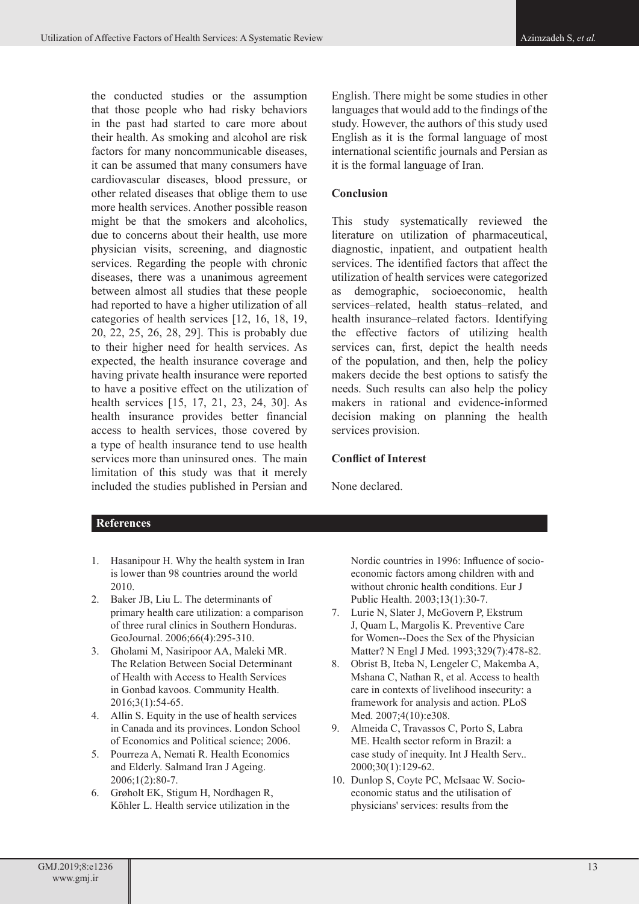the conducted studies or the assumption that those people who had risky behaviors in the past had started to care more about their health. As smoking and alcohol are risk factors for many noncommunicable diseases, it can be assumed that many consumers have cardiovascular diseases, blood pressure, or other related diseases that oblige them to use more health services. Another possible reason might be that the smokers and alcoholics, due to concerns about their health, use more physician visits, screening, and diagnostic services. Regarding the people with chronic diseases, there was a unanimous agreement between almost all studies that these people had reported to have a higher utilization of all categories of health services [12, 16, 18, 19, 20, 22, 25, 26, 28, 29]. This is probably due to their higher need for health services. As expected, the health insurance coverage and having private health insurance were reported to have a positive effect on the utilization of health services [15, 17, 21, 23, 24, 30]. As health insurance provides better financial access to health services, those covered by a type of health insurance tend to use health services more than uninsured ones. The main limitation of this study was that it merely included the studies published in Persian and English. There might be some studies in other languages that would add to the findings of the study. However, the authors of this study used English as it is the formal language of most international scientific journals and Persian as it is the formal language of Iran.

## Conclusion

This study systematically reviewed the literature on utilization of pharmaceutical, diagnostic, inpatient, and outpatient health services. The identified factors that affect the utilization of health services were categorized as demographic, socioeconomic, health services–related, health status–related, and health insurance–related factors. Identifying the effective factors of utilizing health services can, first, depict the health needs of the population, and then, help the policy makers decide the best options to satisfy the needs. Such results can also help the policy makers in rational and evidence-informed decision making on planning the health services provision.

## Conflict of Interest

None declared.

## References

1. Hasanipour H. Why the health system in Iran is lower than 98 countries around the world 2010.
2. Baker JB, Liu L. The determinants of primary health care utilization: a comparison of three rural clinics in Southern Honduras. GeoJournal. 2006;66(4):295-310.
3. Gholami M, Nasiripoor AA, Maleki MR. The Relation Between Social Determinant of Health with Access to Health Services in Gonbad kavoos. Community Health. 2016;3(1):54-65.
4. Allin S. Equity in the use of health services in Canada and its provinces. London School of Economics and Political science; 2006.
5. Pourreza A, Nemati R. Health Economics and Elderly. Salmand Iran J Ageing. 2006;1(2):80-7.
6. Grøholt EK, Stigum H, Nordhagen R, Köhler L. Health service utilization in the Nordic countries in 1996: Influence of socio-economic factors among children with and without chronic health conditions. Eur J Public Health. 2003;13(1):30-7.
7. Lurie N, Slater J, McGovern P, Ekstrum J, Quam L, Margolis K. Preventive Care for Women--Does the Sex of the Physician Matter? N Engl J Med. 1993;329(7):478-82.
8. Obrist B, Iteba N, Lengeler C, Makemba A, Mshana C, Nathan R, et al. Access to health care in contexts of livelihood insecurity: a framework for analysis and action. PLoS Med. 2007;4(10):e308.
9. Almeida C, Travassos C, Porto S, Labra ME. Health sector reform in Brazil: a case study of inequity. Int J Health Serv.. 2000;30(1):129-62.
10. Dunlop S, Coyte PC, McIsaac W. Socio-economic status and the utilisation of physicians' services: results from the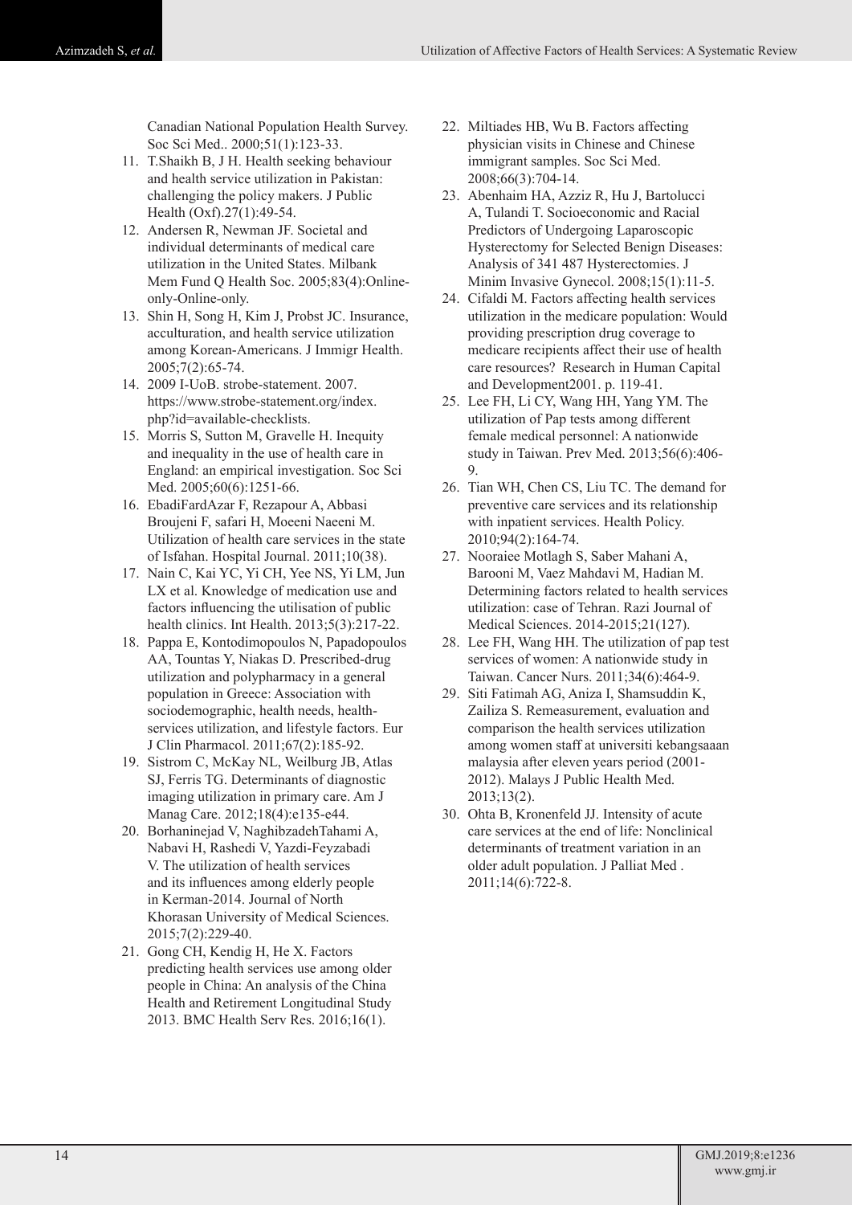Canadian National Population Health Survey. Soc Sci Med.. 2000;51(1):123-33.

11. T.Shaikh B, J H. Health seeking behaviour and health service utilization in Pakistan: challenging the policy makers. J Public Health (Oxf).27(1):49-54.
12. Andersen R, Newman JF. Societal and individual determinants of medical care utilization in the United States. Milbank Mem Fund Q Health Soc. 2005;83(4):Online-only-Online-only.
13. Shin H, Song H, Kim J, Probst JC. Insurance, acculturation, and health service utilization among Korean-Americans. J Immigr Health. 2005;7(2):65-74.
14. 2009 I-UoB. strobe-statement. 2007. https://www.strobe-statement.org/index.php?id=available-checklists.
15. Morris S, Sutton M, Gravelle H. Inequity and inequality in the use of health care in England: an empirical investigation. Soc Sci Med. 2005;60(6):1251-66.
16. EbadiFardAzar F, Rezapour A, Abbasi Broujeni F, safari H, Moeeni Naeeni M. Utilization of health care services in the state of Isfahan. Hospital Journal. 2011;10(38).
17. Nain C, Kai YC, Yi CH, Yee NS, Yi LM, Jun LX et al. Knowledge of medication use and factors influencing the utilisation of public health clinics. Int Health. 2013;5(3):217-22.
18. Pappa E, Kontodimopoulos N, Papadopoulos AA, Tountas Y, Niakas D. Prescribed-drug utilization and polypharmacy in a general population in Greece: Association with sociodemographic, health needs, health-services utilization, and lifestyle factors. Eur J Clin Pharmacol. 2011;67(2):185-92.
19. Sistrom C, McKay NL, Weilburg JB, Atlas SJ, Ferris TG. Determinants of diagnostic imaging utilization in primary care. Am J Manag Care. 2012;18(4):e135-e44.
20. Borhaninejad V, NaghibzadehTahami A, Nabavi H, Rashedi V, Yazdi-Feyzabadi V. The utilization of health services and its influences among elderly people in Kerman-2014. Journal of North Khorasan University of Medical Sciences. 2015;7(2):229-40.
21. Gong CH, Kendig H, He X. Factors predicting health services use among older people in China: An analysis of the China Health and Retirement Longitudinal Study 2013. BMC Health Serv Res. 2016;16(1).
22. Miltiades HB, Wu B. Factors affecting physician visits in Chinese and Chinese immigrant samples. Soc Sci Med. 2008;66(3):704-14.
23. Abenhaim HA, Azziz R, Hu J, Bartolucci A, Tulandi T. Socioeconomic and Racial Predictors of Undergoing Laparoscopic Hysterectomy for Selected Benign Diseases: Analysis of 341 487 Hysterectomies. J Minim Invasive Gynecol. 2008;15(1):11-5.
24. Cifaldi M. Factors affecting health services utilization in the medicare population: Would providing prescription drug coverage to medicare recipients affect their use of health care resources? Research in Human Capital and Development2001. p. 119-41.
25. Lee FH, Li CY, Wang HH, Yang YM. The utilization of Pap tests among different female medical personnel: A nationwide study in Taiwan. Prev Med. 2013;56(6):406-9.
26. Tian WH, Chen CS, Liu TC. The demand for preventive care services and its relationship with inpatient services. Health Policy. 2010;94(2):164-74.
27. Nooraiee Motlagh S, Saber Mahani A, Barooni M, Vaez Mahdavi M, Hadian M. Determining factors related to health services utilization: case of Tehran. Razi Journal of Medical Sciences. 2014-2015;21(127).
28. Lee FH, Wang HH. The utilization of pap test services of women: A nationwide study in Taiwan. Cancer Nurs. 2011;34(6):464-9.
29. Siti Fatimah AG, Aniza I, Shamsuddin K, Zailiza S. Remeasurement, evaluation and comparison the health services utilization among women staff at universiti kebangsaaan malaysia after eleven years period (2001-2012). Malays J Public Health Med. 2013;13(2).
30. Ohta B, Kronenfeld JJ. Intensity of acute care services at the end of life: Nonclinical determinants of treatment variation in an older adult population. J Palliat Med . 2011;14(6):722-8.